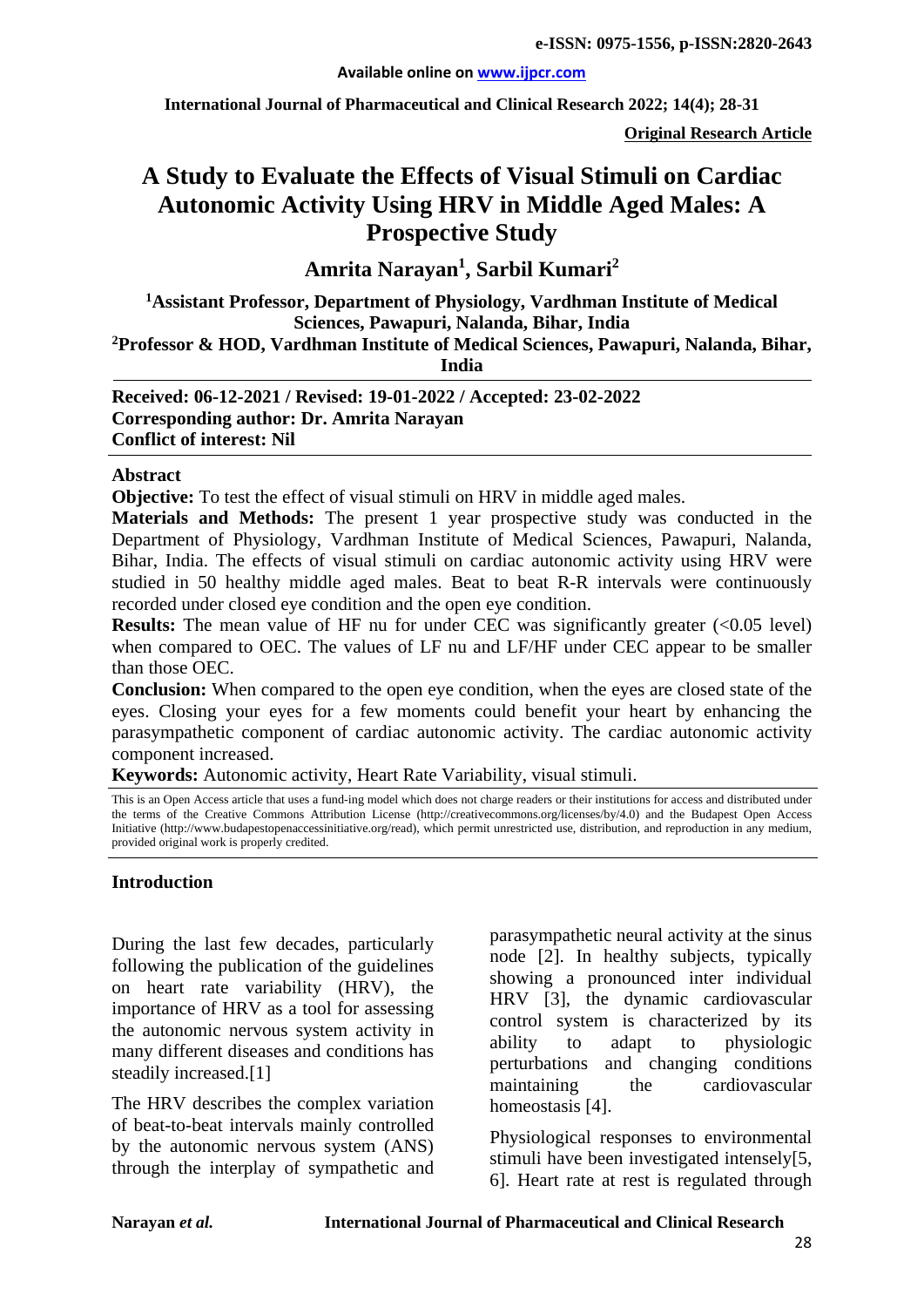# A Study to Evaluate the Effects of Visual Stimuli on Cardiac Autonomic Activity Using HRV in Middle Aged Males: A Prospective Study

**Original Research Article**

## Amrita Narayan[1], Sarbil Kumari[2]

**[1]Assistant Professor, Department of Physiology, Vardhman Institute of Medical Sciences, Pawapuri, Nalanda, Bihar, India**

**[2]Professor & HOD, Vardhman Institute of Medical Sciences, Pawapuri, Nalanda, Bihar, India**

**Received: 06-12-2021 / Revised: 19-01-2022 / Accepted: 23-02-2022**
**Corresponding author: Dr. Amrita Narayan**
**Conflict of interest: Nil**

### Abstract

**Objective:** To test the effect of visual stimuli on HRV in middle aged males.

**Materials and Methods:** The present 1 year prospective study was conducted in the Department of Physiology, Vardhman Institute of Medical Sciences, Pawapuri, Nalanda, Bihar, India. The effects of visual stimuli on cardiac autonomic activity using HRV were studied in 50 healthy middle aged males. Beat to beat R-R intervals were continuously recorded under closed eye condition and the open eye condition.

**Results:** The mean value of HF nu for under CEC was significantly greater (<0.05 level) when compared to OEC. The values of LF nu and LF/HF under CEC appear to be smaller than those OEC.

**Conclusion:** When compared to the open eye condition, when the eyes are closed state of the eyes. Closing your eyes for a few moments could benefit your heart by enhancing the parasympathetic component of cardiac autonomic activity. The cardiac autonomic activity component increased.

**Keywords:** Autonomic activity, Heart Rate Variability, visual stimuli.

This is an Open Access article that uses a fund-ing model which does not charge readers or their institutions for access and distributed under the terms of the Creative Commons Attribution License (http://creativecommons.org/licenses/by/4.0) and the Budapest Open Access Initiative (http://www.budapestopenaccessinitiative.org/read), which permit unrestricted use, distribution, and reproduction in any medium, provided original work is properly credited.

### Introduction

During the last few decades, particularly following the publication of the guidelines on heart rate variability (HRV), the importance of HRV as a tool for assessing the autonomic nervous system activity in many different diseases and conditions has steadily increased.[1]

The HRV describes the complex variation of beat-to-beat intervals mainly controlled by the autonomic nervous system (ANS) through the interplay of sympathetic and parasympathetic neural activity at the sinus node [2]. In healthy subjects, typically showing a pronounced inter individual HRV [3], the dynamic cardiovascular control system is characterized by its ability to adapt to physiologic perturbations and changing conditions maintaining the cardiovascular homeostasis [4].

Physiological responses to environmental stimuli have been investigated intensely[5, 6]. Heart rate at rest is regulated through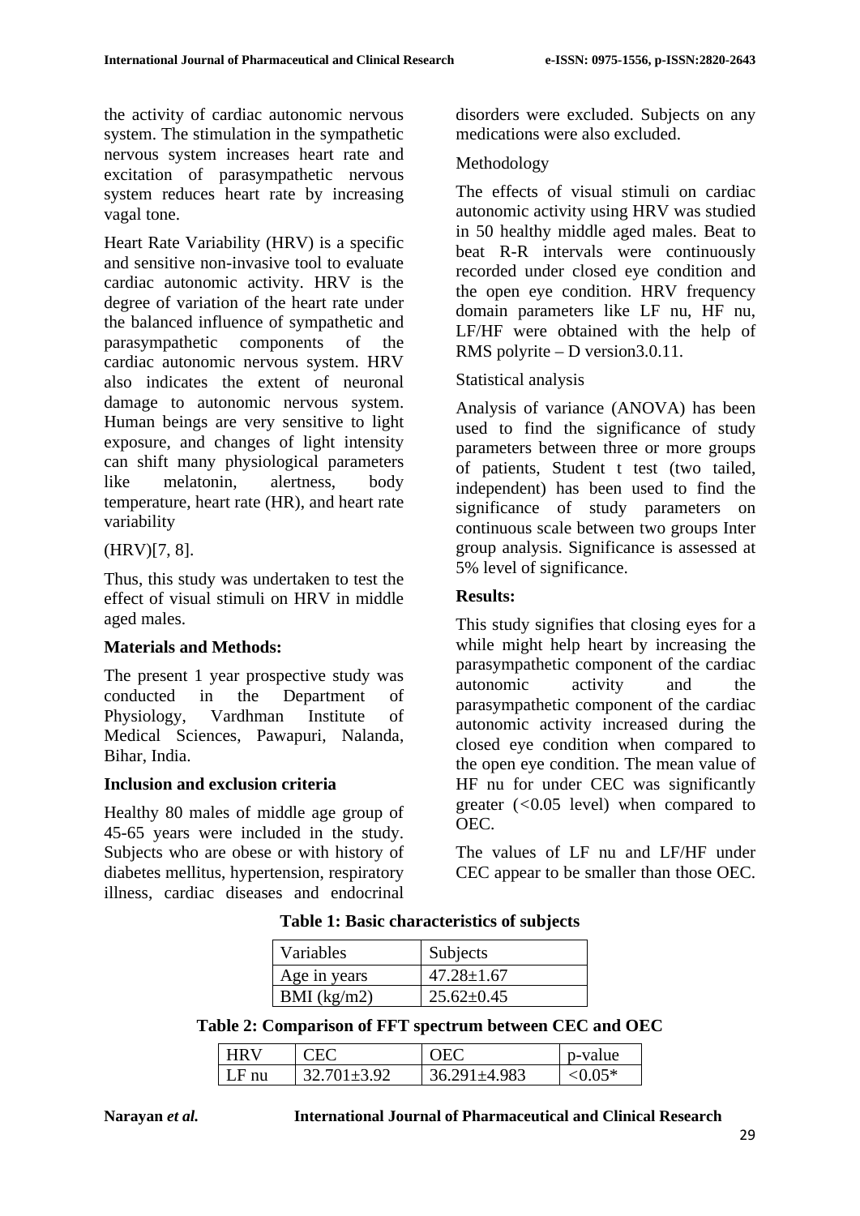the activity of cardiac autonomic nervous system. The stimulation in the sympathetic nervous system increases heart rate and excitation of parasympathetic nervous system reduces heart rate by increasing vagal tone.

Heart Rate Variability (HRV) is a specific and sensitive non-invasive tool to evaluate cardiac autonomic activity. HRV is the degree of variation of the heart rate under the balanced influence of sympathetic and parasympathetic components of the cardiac autonomic nervous system. HRV also indicates the extent of neuronal damage to autonomic nervous system. Human beings are very sensitive to light exposure, and changes of light intensity can shift many physiological parameters like melatonin, alertness, body temperature, heart rate (HR), and heart rate variability

(HRV)[7, 8].

Thus, this study was undertaken to test the effect of visual stimuli on HRV in middle aged males.

**Materials and Methods:**

The present 1 year prospective study was conducted in the Department of Physiology, Vardhman Institute of Medical Sciences, Pawapuri, Nalanda, Bihar, India.

**Inclusion and exclusion criteria**

Healthy 80 males of middle age group of 45-65 years were included in the study. Subjects who are obese or with history of diabetes mellitus, hypertension, respiratory illness, cardiac diseases and endocrinal disorders were excluded. Subjects on any medications were also excluded.

Methodology

The effects of visual stimuli on cardiac autonomic activity using HRV was studied in 50 healthy middle aged males. Beat to beat R-R intervals were continuously recorded under closed eye condition and the open eye condition. HRV frequency domain parameters like LF nu, HF nu, LF/HF were obtained with the help of RMS polyrite – D version3.0.11.

Statistical analysis

Analysis of variance (ANOVA) has been used to find the significance of study parameters between three or more groups of patients, Student t test (two tailed, independent) has been used to find the significance of study parameters on continuous scale between two groups Inter group analysis. Significance is assessed at 5% level of significance.

**Results:**

This study signifies that closing eyes for a while might help heart by increasing the parasympathetic component of the cardiac autonomic activity and the parasympathetic component of the cardiac autonomic activity increased during the closed eye condition when compared to the open eye condition. The mean value of HF nu for under CEC was significantly greater (<0.05 level) when compared to OEC.

The values of LF nu and LF/HF under CEC appear to be smaller than those OEC.

**Table 1: Basic characteristics of subjects**

| Variables | Subjects |
|---|---|
| Age in years | 47.28±1.67 |
| BMI (kg/m2) | 25.62±0.45 |

**Table 2: Comparison of FFT spectrum between CEC and OEC**

| HRV | CEC | OEC | p-value |
|---|---|---|---|
| LF nu | 32.701±3.92 | 36.291±4.983 | <0.05* |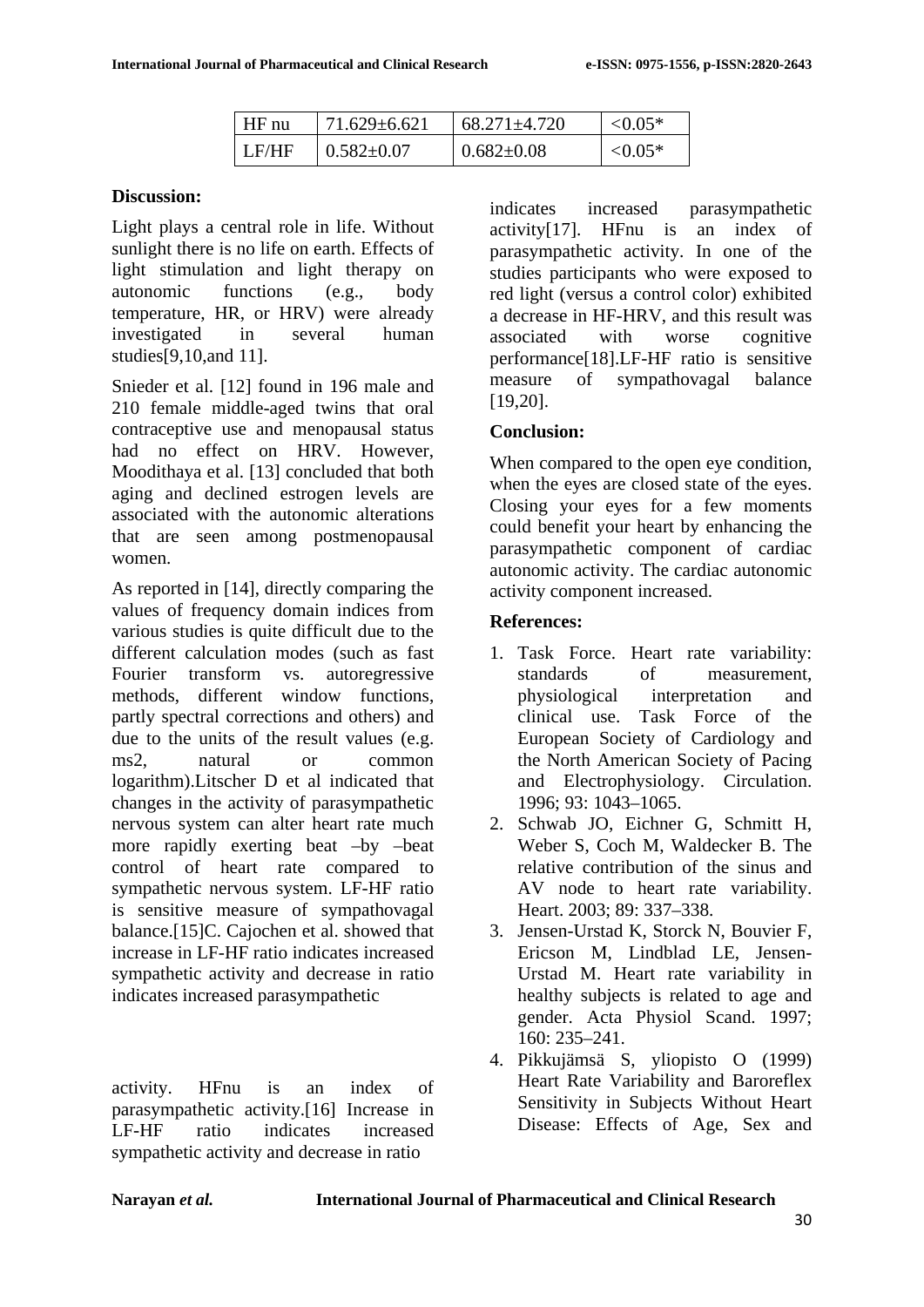| HF nu | 71.629±6.621 | 68.271±4.720 | <0.05* |
|---|---|---|---|
| LF/HF | 0.582±0.07 | 0.682±0.08 | <0.05* |

## Discussion:

Light plays a central role in life. Without sunlight there is no life on earth. Effects of light stimulation and light therapy on autonomic functions (e.g., body temperature, HR, or HRV) were already investigated in several human studies[9,10,and 11].

Snieder et al. [12] found in 196 male and 210 female middle-aged twins that oral contraceptive use and menopausal status had no effect on HRV. However, Moodithaya et al. [13] concluded that both aging and declined estrogen levels are associated with the autonomic alterations that are seen among postmenopausal women.

As reported in [14], directly comparing the values of frequency domain indices from various studies is quite difficult due to the different calculation modes (such as fast Fourier transform vs. autoregressive methods, different window functions, partly spectral corrections and others) and due to the units of the result values (e.g. ms2, natural or common logarithm).Litscher D et al indicated that changes in the activity of parasympathetic nervous system can alter heart rate much more rapidly exerting beat –by –beat control of heart rate compared to sympathetic nervous system. LF-HF ratio is sensitive measure of sympathovagal balance.[15]C. Cajochen et al. showed that increase in LF-HF ratio indicates increased sympathetic activity and decrease in ratio indicates increased parasympathetic

activity. HFnu is an index of parasympathetic activity.[16] Increase in LF-HF ratio indicates increased sympathetic activity and decrease in ratio indicates increased parasympathetic activity[17]. HFnu is an index of parasympathetic activity. In one of the studies participants who were exposed to red light (versus a control color) exhibited a decrease in HF-HRV, and this result was associated with worse cognitive performance[18].LF-HF ratio is sensitive measure of sympathovagal balance [19,20].

## Conclusion:

When compared to the open eye condition, when the eyes are closed state of the eyes. Closing your eyes for a few moments could benefit your heart by enhancing the parasympathetic component of cardiac autonomic activity. The cardiac autonomic activity component increased.

## References:

1. Task Force. Heart rate variability: standards of measurement, physiological interpretation and clinical use. Task Force of the European Society of Cardiology and the North American Society of Pacing and Electrophysiology. Circulation. 1996; 93: 1043–1065.
2. Schwab JO, Eichner G, Schmitt H, Weber S, Coch M, Waldecker B. The relative contribution of the sinus and AV node to heart rate variability. Heart. 2003; 89: 337–338.
3. Jensen-Urstad K, Storck N, Bouvier F, Ericson M, Lindblad LE, Jensen-Urstad M. Heart rate variability in healthy subjects is related to age and gender. Acta Physiol Scand. 1997; 160: 235–241.
4. Pikkujämsä S, yliopisto O (1999) Heart Rate Variability and Baroreflex Sensitivity in Subjects Without Heart Disease: Effects of Age, Sex and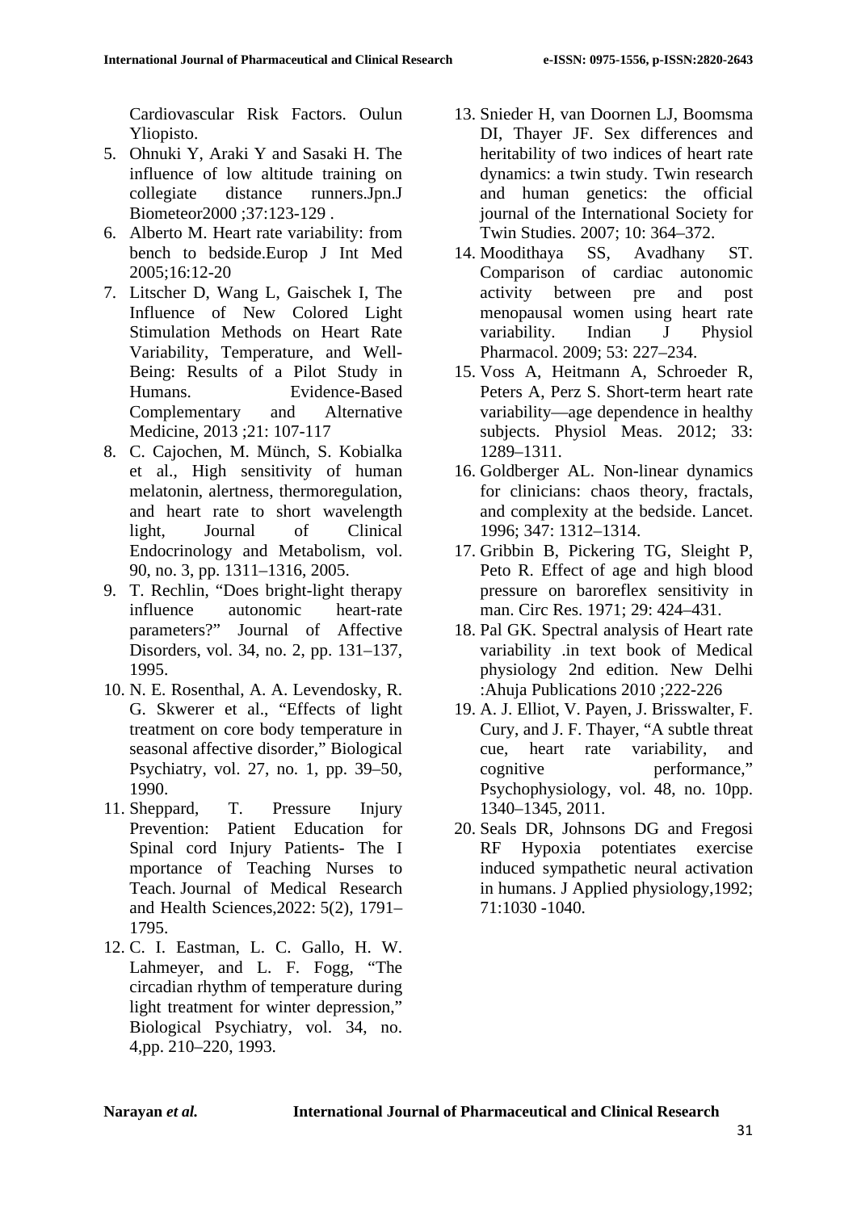Cardiovascular Risk Factors. Oulun Yliopisto.

5. Ohnuki Y, Araki Y and Sasaki H. The influence of low altitude training on collegiate distance runners.Jpn.J Biometeor2000 ;37:123-129 .
6. Alberto M. Heart rate variability: from bench to bedside.Europ J Int Med 2005;16:12-20
7. Litscher D, Wang L, Gaischek I, The Influence of New Colored Light Stimulation Methods on Heart Rate Variability, Temperature, and Well-Being: Results of a Pilot Study in Humans. Evidence-Based Complementary and Alternative Medicine, 2013 ;21: 107-117
8. C. Cajochen, M. Münch, S. Kobialka et al., High sensitivity of human melatonin, alertness, thermoregulation, and heart rate to short wavelength light, Journal of Clinical Endocrinology and Metabolism, vol. 90, no. 3, pp. 1311–1316, 2005.
9. T. Rechlin, "Does bright-light therapy influence autonomic heart-rate parameters?" Journal of Affective Disorders, vol. 34, no. 2, pp. 131–137, 1995.
10. N. E. Rosenthal, A. A. Levendosky, R. G. Skwerer et al., "Effects of light treatment on core body temperature in seasonal affective disorder," Biological Psychiatry, vol. 27, no. 1, pp. 39–50, 1990.
11. Sheppard, T. Pressure Injury Prevention: Patient Education for Spinal cord Injury Patients- The I mportance of Teaching Nurses to Teach. Journal of Medical Research and Health Sciences,2022: 5(2), 1791–1795.
12. C. I. Eastman, L. C. Gallo, H. W. Lahmeyer, and L. F. Fogg, "The circadian rhythm of temperature during light treatment for winter depression," Biological Psychiatry, vol. 34, no. 4,pp. 210–220, 1993.
13. Snieder H, van Doornen LJ, Boomsma DI, Thayer JF. Sex differences and heritability of two indices of heart rate dynamics: a twin study. Twin research and human genetics: the official journal of the International Society for Twin Studies. 2007; 10: 364–372.
14. Moodithaya SS, Avadhany ST. Comparison of cardiac autonomic activity between pre and post menopausal women using heart rate variability. Indian J Physiol Pharmacol. 2009; 53: 227–234.
15. Voss A, Heitmann A, Schroeder R, Peters A, Perz S. Short-term heart rate variability—age dependence in healthy subjects. Physiol Meas. 2012; 33: 1289–1311.
16. Goldberger AL. Non-linear dynamics for clinicians: chaos theory, fractals, and complexity at the bedside. Lancet. 1996; 347: 1312–1314.
17. Gribbin B, Pickering TG, Sleight P, Peto R. Effect of age and high blood pressure on baroreflex sensitivity in man. Circ Res. 1971; 29: 424–431.
18. Pal GK. Spectral analysis of Heart rate variability .in text book of Medical physiology 2nd edition. New Delhi :Ahuja Publications 2010 ;222-226
19. A. J. Elliot, V. Payen, J. Brisswalter, F. Cury, and J. F. Thayer, "A subtle threat cue, heart rate variability, and cognitive performance," Psychophysiology, vol. 48, no. 10pp. 1340–1345, 2011.
20. Seals DR, Johnsons DG and Fregosi RF Hypoxia potentiates exercise induced sympathetic neural activation in humans. J Applied physiology,1992; 71:1030 -1040.